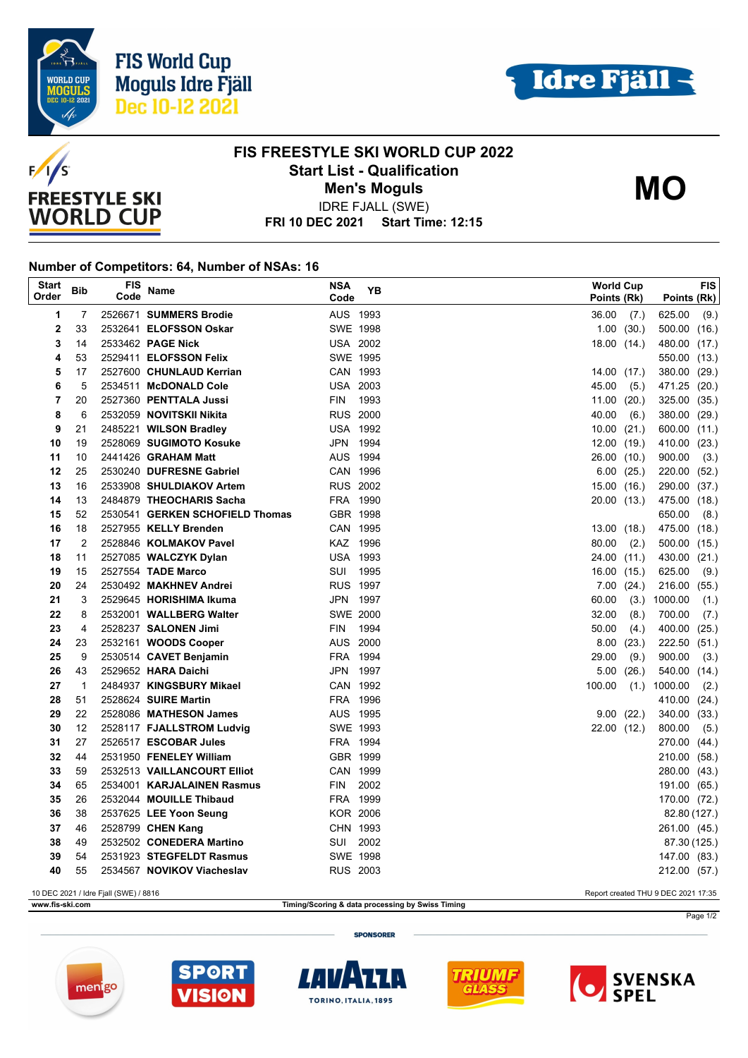FIS World Cup Moguls Idre Fjäll Dec 10-12 2021

# FIS FREESTYLE SKI WORLD CUP 2022

## Start List - Qualification

## Men's Moguls

**MO**

IDRE FJALL (SWE)

**FRI 10 DEC 2021 Start Time: 12:15**

### Number of Competitors: 64, Number of NSAs: 16

| Start Order | Bib | FIS Code | Name | NSA Code | YB | World Cup Points (Rk) | FIS Points (Rk) |
|---|---|---|---|---|---|---|---|
| 1 | 7 | 2526671 | **SUMMERS Brodie** | AUS | 1993 | 36.00 (7.) | 625.00 (9.) |
| 2 | 33 | 2532641 | **ELOFSSON Oskar** | SWE | 1998 | 1.00 (30.) | 500.00 (16.) |
| 3 | 14 | 2533462 | **PAGE Nick** | USA | 2002 | 18.00 (14.) | 480.00 (17.) |
| 4 | 53 | 2529411 | **ELOFSSON Felix** | SWE | 1995 | | 550.00 (13.) |
| 5 | 17 | 2527600 | **CHUNLAUD Kerrian** | CAN | 1993 | 14.00 (17.) | 380.00 (29.) |
| 6 | 5 | 2534511 | **McDONALD Cole** | USA | 2003 | 45.00 (5.) | 471.25 (20.) |
| 7 | 20 | 2527360 | **PENTTALA Jussi** | FIN | 1993 | 11.00 (20.) | 325.00 (35.) |
| 8 | 6 | 2532059 | **NOVITSKII Nikita** | RUS | 2000 | 40.00 (6.) | 380.00 (29.) |
| 9 | 21 | 2485221 | **WILSON Bradley** | USA | 1992 | 10.00 (21.) | 600.00 (11.) |
| 10 | 19 | 2528069 | **SUGIMOTO Kosuke** | JPN | 1994 | 12.00 (19.) | 410.00 (23.) |
| 11 | 10 | 2441426 | **GRAHAM Matt** | AUS | 1994 | 26.00 (10.) | 900.00 (3.) |
| 12 | 25 | 2530240 | **DUFRESNE Gabriel** | CAN | 1996 | 6.00 (25.) | 220.00 (52.) |
| 13 | 16 | 2533908 | **SHULDIAKOV Artem** | RUS | 2002 | 15.00 (16.) | 290.00 (37.) |
| 14 | 13 | 2484879 | **THEOCHARIS Sacha** | FRA | 1990 | 20.00 (13.) | 475.00 (18.) |
| 15 | 52 | 2530541 | **GERKEN SCHOFIELD Thomas** | GBR | 1998 | | 650.00 (8.) |
| 16 | 18 | 2527955 | **KELLY Brenden** | CAN | 1995 | 13.00 (18.) | 475.00 (18.) |
| 17 | 2 | 2528846 | **KOLMAKOV Pavel** | KAZ | 1996 | 80.00 (2.) | 500.00 (15.) |
| 18 | 11 | 2527085 | **WALCZYK Dylan** | USA | 1993 | 24.00 (11.) | 430.00 (21.) |
| 19 | 15 | 2527554 | **TADE Marco** | SUI | 1995 | 16.00 (15.) | 625.00 (9.) |
| 20 | 24 | 2530492 | **MAKHNEV Andrei** | RUS | 1997 | 7.00 (24.) | 216.00 (55.) |
| 21 | 3 | 2529645 | **HORISHIMA Ikuma** | JPN | 1997 | 60.00 (3.) | 1000.00 (1.) |
| 22 | 8 | 2532001 | **WALLBERG Walter** | SWE | 2000 | 32.00 (8.) | 700.00 (7.) |
| 23 | 4 | 2528237 | **SALONEN Jimi** | FIN | 1994 | 50.00 (4.) | 400.00 (25.) |
| 24 | 23 | 2532161 | **WOODS Cooper** | AUS | 2000 | 8.00 (23.) | 222.50 (51.) |
| 25 | 9 | 2530514 | **CAVET Benjamin** | FRA | 1994 | 29.00 (9.) | 900.00 (3.) |
| 26 | 43 | 2529652 | **HARA Daichi** | JPN | 1997 | 5.00 (26.) | 540.00 (14.) |
| 27 | 1 | 2484937 | **KINGSBURY Mikael** | CAN | 1992 | 100.00 (1.) | 1000.00 (2.) |
| 28 | 51 | 2528624 | **SUIRE Martin** | FRA | 1996 | | 410.00 (24.) |
| 29 | 22 | 2528086 | **MATHESON James** | AUS | 1995 | 9.00 (22.) | 340.00 (33.) |
| 30 | 12 | 2528117 | **FJALLSTROM Ludvig** | SWE | 1993 | 22.00 (12.) | 800.00 (5.) |
| 31 | 27 | 2526517 | **ESCOBAR Jules** | FRA | 1994 | | 270.00 (44.) |
| 32 | 44 | 2531950 | **FENELEY William** | GBR | 1999 | | 210.00 (58.) |
| 33 | 59 | 2532513 | **VAILLANCOURT Elliot** | CAN | 1999 | | 280.00 (43.) |
| 34 | 65 | 2534001 | **KARJALAINEN Rasmus** | FIN | 2002 | | 191.00 (65.) |
| 35 | 26 | 2532044 | **MOUILLE Thibaud** | FRA | 1999 | | 170.00 (72.) |
| 36 | 38 | 2537625 | **LEE Yoon Seung** | KOR | 2006 | | 82.80 (127.) |
| 37 | 46 | 2528799 | **CHEN Kang** | CHN | 1993 | | 261.00 (45.) |
| 38 | 49 | 2532502 | **CONEDERA Martino** | SUI | 2002 | | 87.30 (125.) |
| 39 | 54 | 2531923 | **STEGFELDT Rasmus** | SWE | 1998 | | 147.00 (83.) |
| 40 | 55 | 2534567 | **NOVIKOV Viacheslav** | RUS | 2003 | | 212.00 (57.) |

10 DEC 2021 / Idre Fjall (SWE) / 8816

Report created THU 9 DEC 2021 17:35

www.fis-ski.com

Timing/Scoring & data processing by Swiss Timing

SPONSORER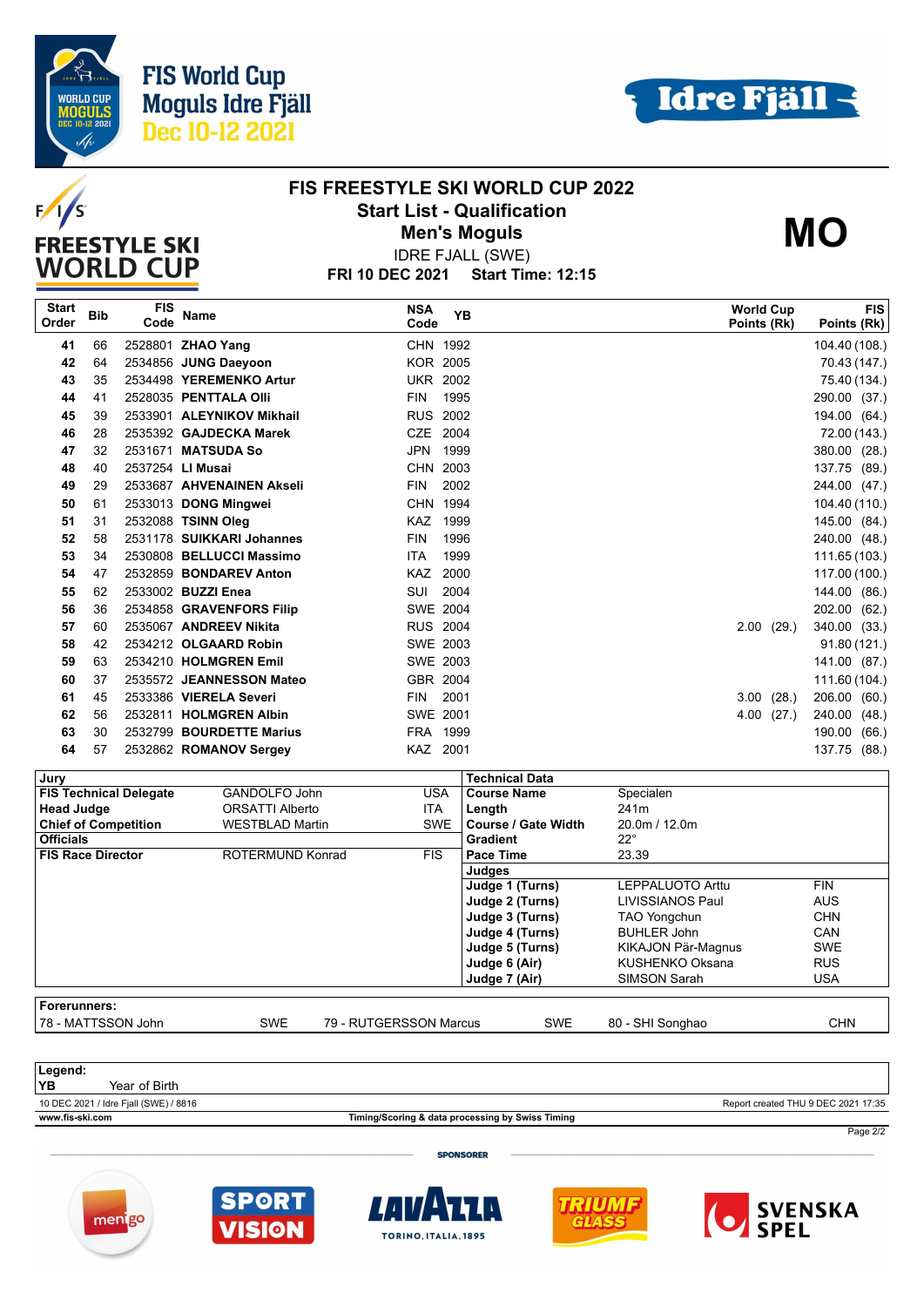FIS World Cup Moguls Idre Fjäll Dec 10-12 2021

# FIS FREESTYLE SKI WORLD CUP 2022

## Start List - Qualification

## Men's Moguls

**MO**

IDRE FJALL (SWE)

**FRI 10 DEC 2021 Start Time: 12:15**

| Start Order | Bib | FIS Code | Name | NSA Code | YB | World Cup Points (Rk) | FIS Points (Rk) |
|---|---|---|---|---|---|---|---|
| 41 | 66 | 2528801 | **ZHAO Yang** | CHN | 1992 | | 104.40 (108.) |
| 42 | 64 | 2534856 | **JUNG Daeyoon** | KOR | 2005 | | 70.43 (147.) |
| 43 | 35 | 2534498 | **YEREMENKO Artur** | UKR | 2002 | | 75.40 (134.) |
| 44 | 41 | 2528035 | **PENTTALA Olli** | FIN | 1995 | | 290.00 (37.) |
| 45 | 39 | 2533901 | **ALEYNIKOV Mikhail** | RUS | 2002 | | 194.00 (64.) |
| 46 | 28 | 2535392 | **GAJDECKA Marek** | CZE | 2004 | | 72.00 (143.) |
| 47 | 32 | 2531671 | **MATSUDA So** | JPN | 1999 | | 380.00 (28.) |
| 48 | 40 | 2537254 | **LI Musai** | CHN | 2003 | | 137.75 (89.) |
| 49 | 29 | 2533687 | **AHVENAINEN Akseli** | FIN | 2002 | | 244.00 (47.) |
| 50 | 61 | 2533013 | **DONG Mingwei** | CHN | 1994 | | 104.40 (110.) |
| 51 | 31 | 2532088 | **TSINN Oleg** | KAZ | 1999 | | 145.00 (84.) |
| 52 | 58 | 2531178 | **SUIKKARI Johannes** | FIN | 1996 | | 240.00 (48.) |
| 53 | 34 | 2530808 | **BELLUCCI Massimo** | ITA | 1999 | | 111.65 (103.) |
| 54 | 47 | 2532859 | **BONDAREV Anton** | KAZ | 2000 | | 117.00 (100.) |
| 55 | 62 | 2533002 | **BUZZI Enea** | SUI | 2004 | | 144.00 (86.) |
| 56 | 36 | 2534858 | **GRAVENFORS Filip** | SWE | 2004 | | 202.00 (62.) |
| 57 | 60 | 2535067 | **ANDREEV Nikita** | RUS | 2004 | 2.00 (29.) | 340.00 (33.) |
| 58 | 42 | 2534212 | **OLGAARD Robin** | SWE | 2003 | | 91.80 (121.) |
| 59 | 63 | 2534210 | **HOLMGREN Emil** | SWE | 2003 | | 141.00 (87.) |
| 60 | 37 | 2535572 | **JEANNESSON Mateo** | GBR | 2004 | | 111.60 (104.) |
| 61 | 45 | 2533386 | **VIERELA Severi** | FIN | 2001 | 3.00 (28.) | 206.00 (60.) |
| 62 | 56 | 2532811 | **HOLMGREN Albin** | SWE | 2001 | 4.00 (27.) | 240.00 (48.) |
| 63 | 30 | 2532799 | **BOURDETTE Marius** | FRA | 1999 | | 190.00 (66.) |
| 64 | 57 | 2532862 | **ROMANOV Sergey** | KAZ | 2001 | | 137.75 (88.) |

| Jury | | |
|---|---|---|
| **FIS Technical Delegate** | GANDOLFO John | USA |
| **Head Judge** | ORSATTI Alberto | ITA |
| **Chief of Competition** | WESTBLAD Martin | SWE |
| **Officials** | | |
| **FIS Race Director** | ROTERMUND Konrad | FIS |

| Technical Data | | |
|---|---|---|
| **Course Name** | Specialen | |
| **Length** | 241m | |
| **Course / Gate Width** | 20.0m / 12.0m | |
| **Gradient** | 22° | |
| **Pace Time** | 23.39 | |
| **Judges** | | |
| **Judge 1 (Turns)** | LEPPALUOTO Arttu | FIN |
| **Judge 2 (Turns)** | LIVISSIANOS Paul | AUS |
| **Judge 3 (Turns)** | TAO Yongchun | CHN |
| **Judge 4 (Turns)** | BUHLER John | CAN |
| **Judge 5 (Turns)** | KIKAJON Pär-Magnus | SWE |
| **Judge 6 (Air)** | KUSHENKO Oksana | RUS |
| **Judge 7 (Air)** | SIMSON Sarah | USA |

**Forerunners:**

78 - MATTSSON John SWE | 79 - RUTGERSSON Marcus SWE | 80 - SHI Songhao CHN

**Legend:**

**YB** Year of Birth

10 DEC 2021 / Idre Fjall (SWE) / 8816 — Report created THU 9 DEC 2021 17:35

www.fis-ski.com — Timing/Scoring & data processing by Swiss Timing

SPONSORER